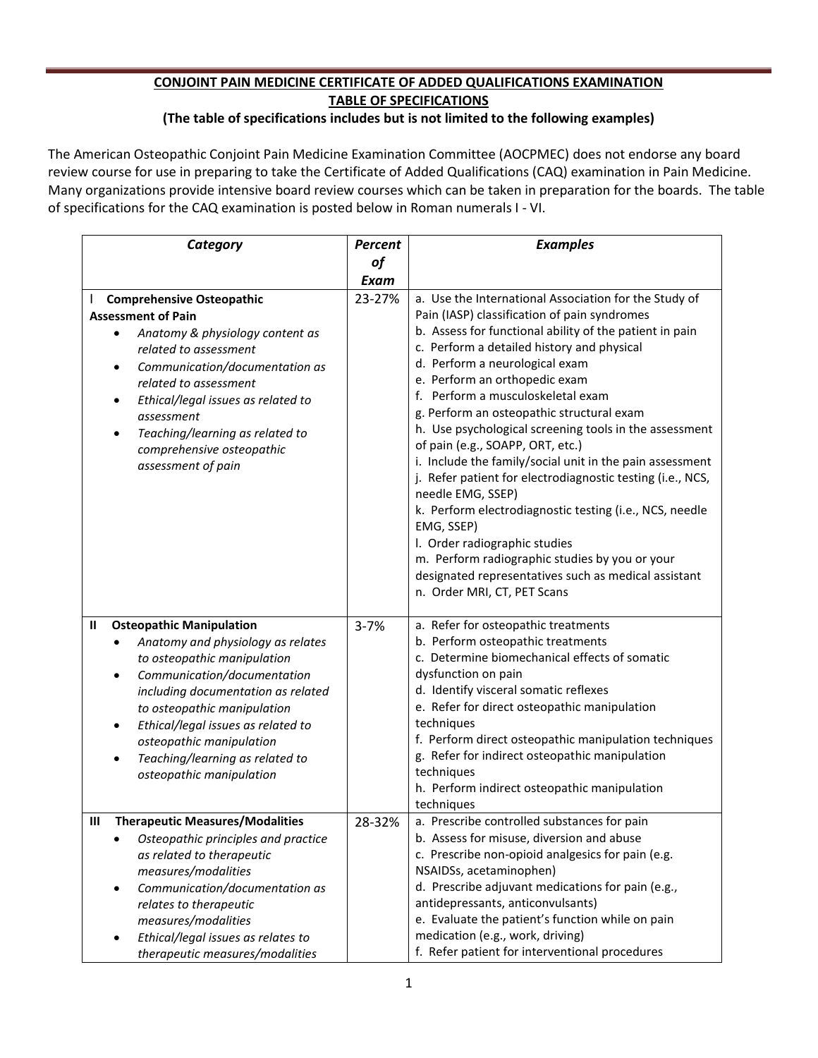# CONJOINT PAIN MEDICINE CERTIFICATE OF ADDED QUALIFICATIONS EXAMINATION

## TABLE OF SPECIFICATIONS

**(The table of specifications includes but is not limited to the following examples)**

The American Osteopathic Conjoint Pain Medicine Examination Committee (AOCPMEC) does not endorse any board review course for use in preparing to take the Certificate of Added Qualifications (CAQ) examination in Pain Medicine. Many organizations provide intensive board review courses which can be taken in preparation for the boards. The table of specifications for the CAQ examination is posted below in Roman numerals I - VI.

| ***Category*** | ***Percent of Exam*** | ***Examples*** |
|---|---|---|
| I **Comprehensive Osteopathic Assessment of Pain**<br>• *Anatomy & physiology content as related to assessment*<br>• *Communication/documentation as related to assessment*<br>• *Ethical/legal issues as related to assessment*<br>• *Teaching/learning as related to comprehensive osteopathic assessment of pain* | 23-27% | a. Use the International Association for the Study of Pain (IASP) classification of pain syndromes<br>b. Assess for functional ability of the patient in pain<br>c. Perform a detailed history and physical<br>d. Perform a neurological exam<br>e. Perform an orthopedic exam<br>f. Perform a musculoskeletal exam<br>g. Perform an osteopathic structural exam<br>h. Use psychological screening tools in the assessment of pain (e.g., SOAPP, ORT, etc.)<br>i. Include the family/social unit in the pain assessment<br>j. Refer patient for electrodiagnostic testing (i.e., NCS, needle EMG, SSEP)<br>k. Perform electrodiagnostic testing (i.e., NCS, needle EMG, SSEP)<br>l. Order radiographic studies<br>m. Perform radiographic studies by you or your designated representatives such as medical assistant<br>n. Order MRI, CT, PET Scans |
| **II Osteopathic Manipulation**<br>• *Anatomy and physiology as relates to osteopathic manipulation*<br>• *Communication/documentation including documentation as related to osteopathic manipulation*<br>• *Ethical/legal issues as related to osteopathic manipulation*<br>• *Teaching/learning as related to osteopathic manipulation* | 3-7% | a. Refer for osteopathic treatments<br>b. Perform osteopathic treatments<br>c. Determine biomechanical effects of somatic dysfunction on pain<br>d. Identify visceral somatic reflexes<br>e. Refer for direct osteopathic manipulation techniques<br>f. Perform direct osteopathic manipulation techniques<br>g. Refer for indirect osteopathic manipulation techniques<br>h. Perform indirect osteopathic manipulation techniques |
| **III Therapeutic Measures/Modalities**<br>• *Osteopathic principles and practice as related to therapeutic measures/modalities*<br>• *Communication/documentation as relates to therapeutic measures/modalities*<br>• *Ethical/legal issues as relates to therapeutic measures/modalities* | 28-32% | a. Prescribe controlled substances for pain<br>b. Assess for misuse, diversion and abuse<br>c. Prescribe non-opioid analgesics for pain (e.g. NSAIDSs, acetaminophen)<br>d. Prescribe adjuvant medications for pain (e.g., antidepressants, anticonvulsants)<br>e. Evaluate the patient's function while on pain medication (e.g., work, driving)<br>f. Refer patient for interventional procedures |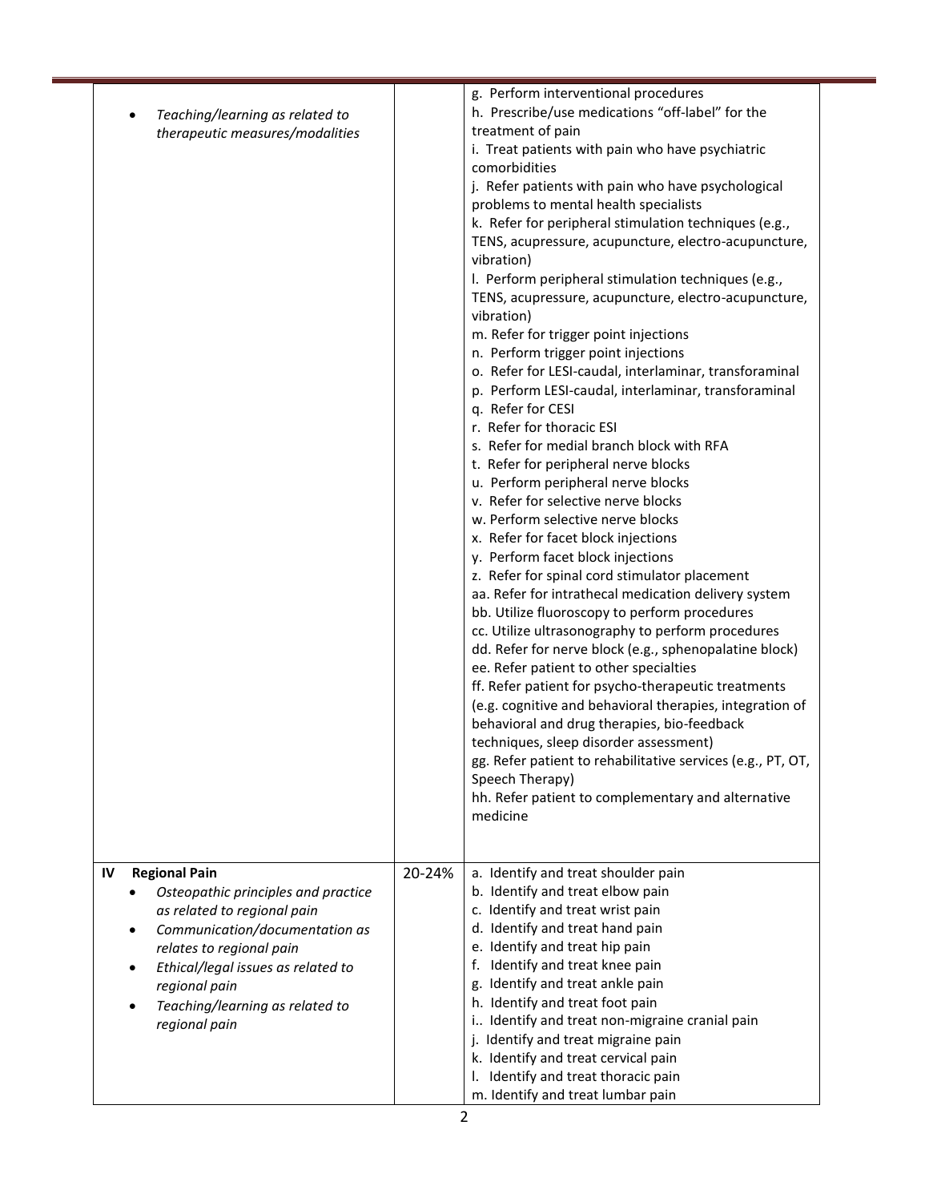| | | |
|---|---|---|
| • *Teaching/learning as related to therapeutic measures/modalities* | | g. Perform interventional procedures<br>h. Prescribe/use medications "off-label" for the treatment of pain<br>i. Treat patients with pain who have psychiatric comorbidities<br>j. Refer patients with pain who have psychological problems to mental health specialists<br>k. Refer for peripheral stimulation techniques (e.g., TENS, acupressure, acupuncture, electro-acupuncture, vibration)<br>l. Perform peripheral stimulation techniques (e.g., TENS, acupressure, acupuncture, electro-acupuncture, vibration)<br>m. Refer for trigger point injections<br>n. Perform trigger point injections<br>o. Refer for LESI-caudal, interlaminar, transforaminal<br>p. Perform LESI-caudal, interlaminar, transforaminal<br>q. Refer for CESI<br>r. Refer for thoracic ESI<br>s. Refer for medial branch block with RFA<br>t. Refer for peripheral nerve blocks<br>u. Perform peripheral nerve blocks<br>v. Refer for selective nerve blocks<br>w. Perform selective nerve blocks<br>x. Refer for facet block injections<br>y. Perform facet block injections<br>z. Refer for spinal cord stimulator placement<br>aa. Refer for intrathecal medication delivery system<br>bb. Utilize fluoroscopy to perform procedures<br>cc. Utilize ultrasonography to perform procedures<br>dd. Refer for nerve block (e.g., sphenopalatine block)<br>ee. Refer patient to other specialties<br>ff. Refer patient for psycho-therapeutic treatments (e.g. cognitive and behavioral therapies, integration of behavioral and drug therapies, bio-feedback techniques, sleep disorder assessment)<br>gg. Refer patient to rehabilitative services (e.g., PT, OT, Speech Therapy)<br>hh. Refer patient to complementary and alternative medicine |
| **IV Regional Pain**<br>• *Osteopathic principles and practice as related to regional pain*<br>• *Communication/documentation as relates to regional pain*<br>• *Ethical/legal issues as related to regional pain*<br>• *Teaching/learning as related to regional pain* | 20-24% | a. Identify and treat shoulder pain<br>b. Identify and treat elbow pain<br>c. Identify and treat wrist pain<br>d. Identify and treat hand pain<br>e. Identify and treat hip pain<br>f. Identify and treat knee pain<br>g. Identify and treat ankle pain<br>h. Identify and treat foot pain<br>i.. Identify and treat non-migraine cranial pain<br>j. Identify and treat migraine pain<br>k. Identify and treat cervical pain<br>l. Identify and treat thoracic pain<br>m. Identify and treat lumbar pain |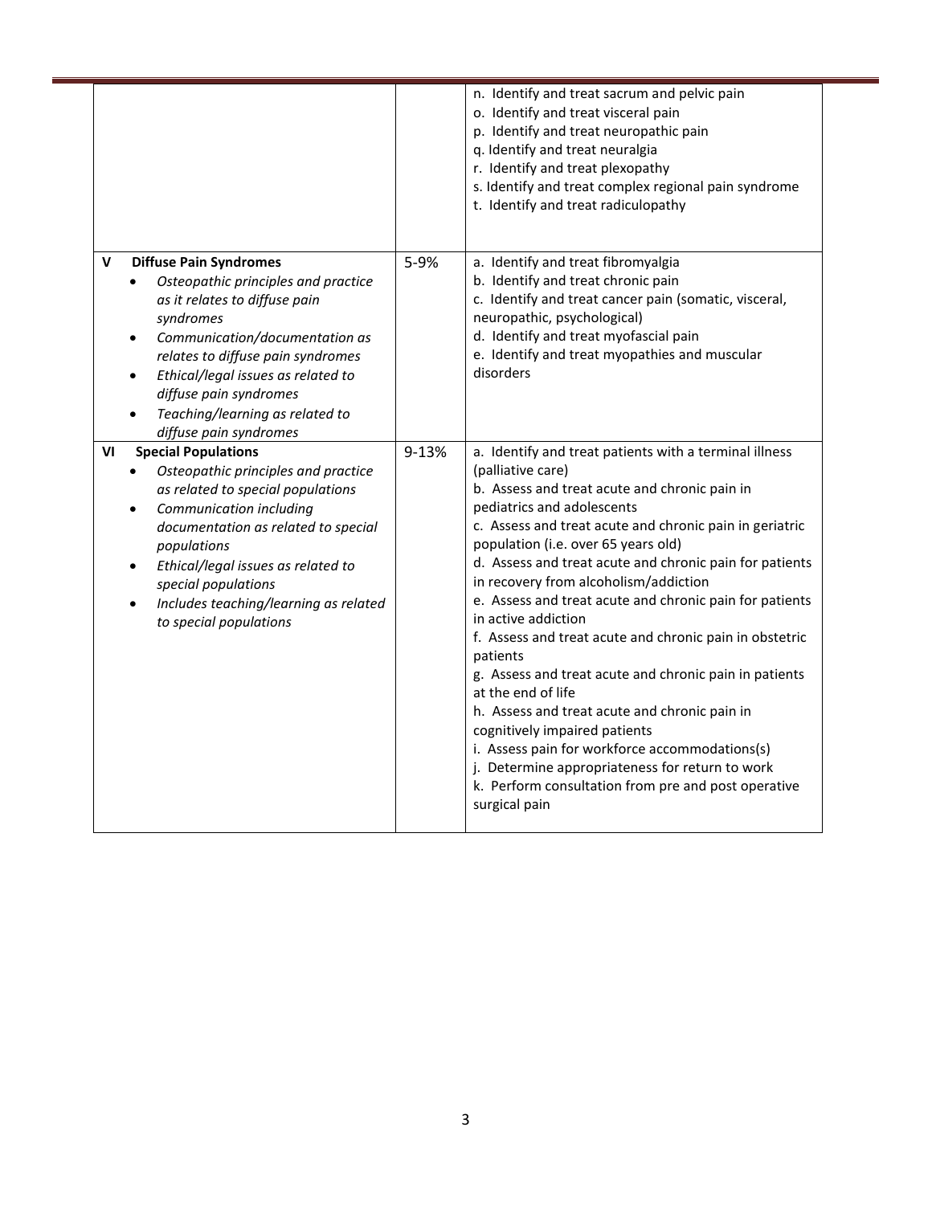| | | |
|---|---|---|
| | | n. Identify and treat sacrum and pelvic pain<br>o. Identify and treat visceral pain<br>p. Identify and treat neuropathic pain<br>q. Identify and treat neuralgia<br>r. Identify and treat plexopathy<br>s. Identify and treat complex regional pain syndrome<br>t. Identify and treat radiculopathy |
| **V Diffuse Pain Syndromes**<br>• *Osteopathic principles and practice as it relates to diffuse pain syndromes*<br>• *Communication/documentation as relates to diffuse pain syndromes*<br>• *Ethical/legal issues as related to diffuse pain syndromes*<br>• *Teaching/learning as related to diffuse pain syndromes* | 5-9% | a. Identify and treat fibromyalgia<br>b. Identify and treat chronic pain<br>c. Identify and treat cancer pain (somatic, visceral, neuropathic, psychological)<br>d. Identify and treat myofascial pain<br>e. Identify and treat myopathies and muscular disorders |
| **VI Special Populations**<br>• *Osteopathic principles and practice as related to special populations*<br>• *Communication including documentation as related to special populations*<br>• *Ethical/legal issues as related to special populations*<br>• *Includes teaching/learning as related to special populations* | 9-13% | a. Identify and treat patients with a terminal illness (palliative care)<br>b. Assess and treat acute and chronic pain in pediatrics and adolescents<br>c. Assess and treat acute and chronic pain in geriatric population (i.e. over 65 years old)<br>d. Assess and treat acute and chronic pain for patients in recovery from alcoholism/addiction<br>e. Assess and treat acute and chronic pain for patients in active addiction<br>f. Assess and treat acute and chronic pain in obstetric patients<br>g. Assess and treat acute and chronic pain in patients at the end of life<br>h. Assess and treat acute and chronic pain in cognitively impaired patients<br>i. Assess pain for workforce accommodations(s)<br>j. Determine appropriateness for return to work<br>k. Perform consultation from pre and post operative surgical pain |